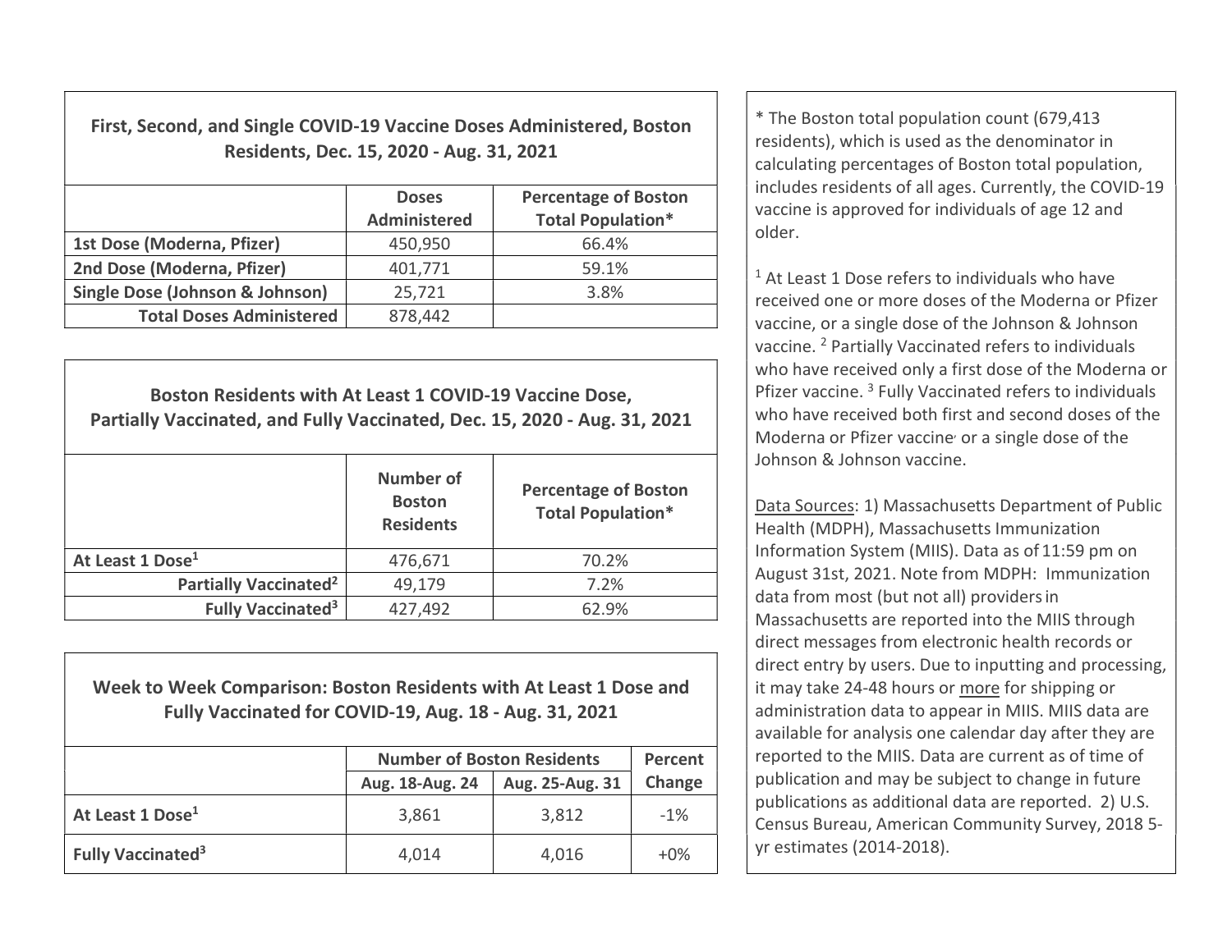## First, Second, and Single COVID-19 Vaccine Doses Administered, Boston Residents, Dec. 15, 2020 - Aug. 31, 2021

| | Doses Administered | Percentage of Boston Total Population* |
|---|---|---|
| **1st Dose (Moderna, Pfizer)** | 450,950 | 66.4% |
| **2nd Dose (Moderna, Pfizer)** | 401,771 | 59.1% |
| **Single Dose (Johnson & Johnson)** | 25,721 | 3.8% |
| **Total Doses Administered** | 878,442 | |

## Boston Residents with At Least 1 COVID-19 Vaccine Dose, Partially Vaccinated, and Fully Vaccinated, Dec. 15, 2020 - Aug. 31, 2021

| | Number of Boston Residents | Percentage of Boston Total Population* |
|---|---|---|
| **At Least 1 Dose[1]** | 476,671 | 70.2% |
| **Partially Vaccinated[2]** | 49,179 | 7.2% |
| **Fully Vaccinated[3]** | 427,492 | 62.9% |

## Week to Week Comparison: Boston Residents with At Least 1 Dose and Fully Vaccinated for COVID-19, Aug. 18 - Aug. 31, 2021

| | Number of Boston Residents | | Percent Change |
|---|---|---|---|
| | Aug. 18-Aug. 24 | Aug. 25-Aug. 31 | |
| **At Least 1 Dose[1]** | 3,861 | 3,812 | -1% |
| **Fully Vaccinated[3]** | 4,014 | 4,016 | +0% |

* The Boston total population count (679,413 residents), which is used as the denominator in calculating percentages of Boston total population, includes residents of all ages. Currently, the COVID-19 vaccine is approved for individuals of age 12 and older.

[1] At Least 1 Dose refers to individuals who have received one or more doses of the Moderna or Pfizer vaccine, or a single dose of the Johnson & Johnson vaccine. [2] Partially Vaccinated refers to individuals who have received only a first dose of the Moderna or Pfizer vaccine. [3] Fully Vaccinated refers to individuals who have received both first and second doses of the Moderna or Pfizer vaccine, or a single dose of the Johnson & Johnson vaccine.

Data Sources: 1) Massachusetts Department of Public Health (MDPH), Massachusetts Immunization Information System (MIIS). Data as of 11:59 pm on August 31st, 2021. Note from MDPH: Immunization data from most (but not all) providers in Massachusetts are reported into the MIIS through direct messages from electronic health records or direct entry by users. Due to inputting and processing, it may take 24-48 hours or more for shipping or administration data to appear in MIIS. MIIS data are available for analysis one calendar day after they are reported to the MIIS. Data are current as of time of publication and may be subject to change in future publications as additional data are reported. 2) U.S. Census Bureau, American Community Survey, 2018 5-yr estimates (2014-2018).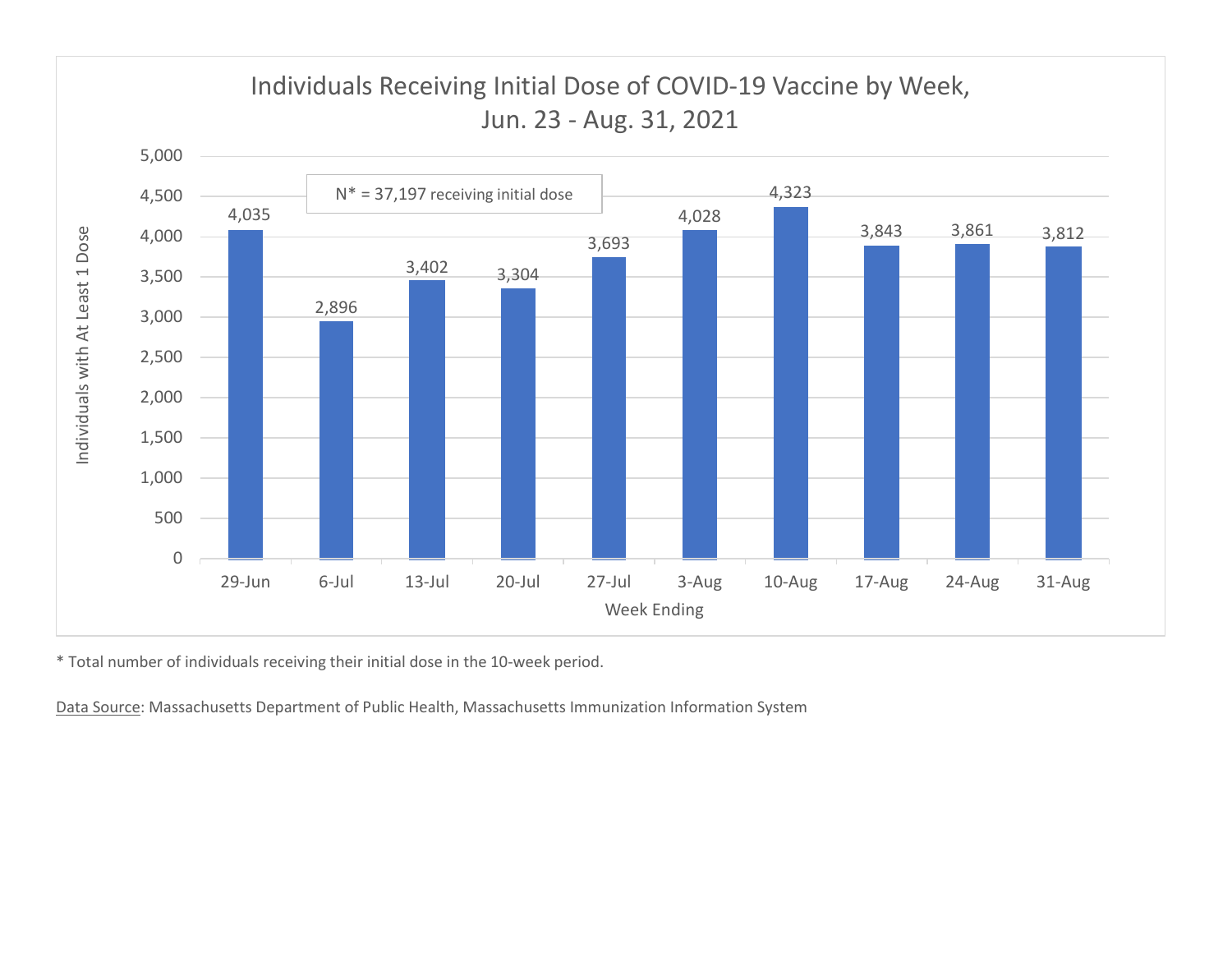## Individuals Receiving Initial Dose of COVID-19 Vaccine by Week, Jun. 23 - Aug. 31, 2021

N* = 37,197 receiving initial dose

| Week Ending | Individuals with At Least 1 Dose |
|---|---|
| 29-Jun | 4,035 |
| 6-Jul | 2,896 |
| 13-Jul | 3,402 |
| 20-Jul | 3,304 |
| 27-Jul | 3,693 |
| 3-Aug | 4,028 |
| 10-Aug | 4,323 |
| 17-Aug | 3,843 |
| 24-Aug | 3,861 |
| 31-Aug | 3,812 |

* Total number of individuals receiving their initial dose in the 10-week period.

Data Source: Massachusetts Department of Public Health, Massachusetts Immunization Information System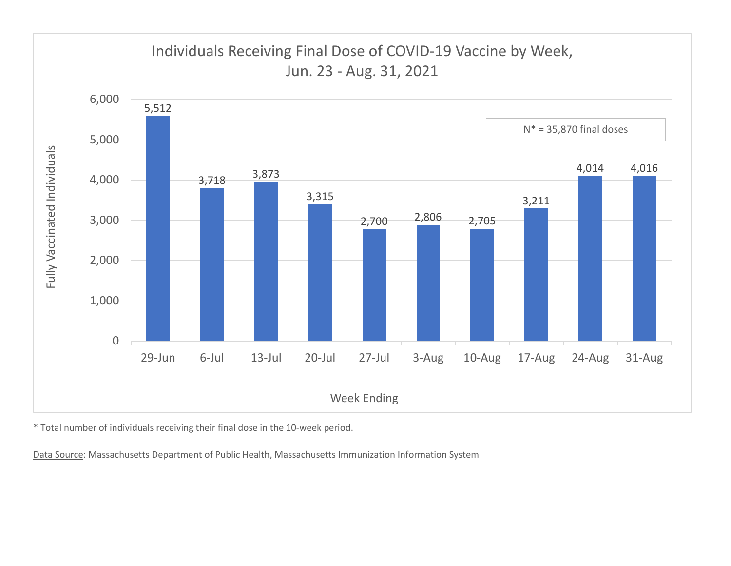## Individuals Receiving Final Dose of COVID-19 Vaccine by Week, Jun. 23 - Aug. 31, 2021

N* = 35,870 final doses

| Week Ending | Fully Vaccinated Individuals |
| --- | --- |
| 29-Jun | 5,512 |
| 6-Jul | 3,718 |
| 13-Jul | 3,873 |
| 20-Jul | 3,315 |
| 27-Jul | 2,700 |
| 3-Aug | 2,806 |
| 10-Aug | 2,705 |
| 17-Aug | 3,211 |
| 24-Aug | 4,014 |
| 31-Aug | 4,016 |

* Total number of individuals receiving their final dose in the 10-week period.

Data Source: Massachusetts Department of Public Health, Massachusetts Immunization Information System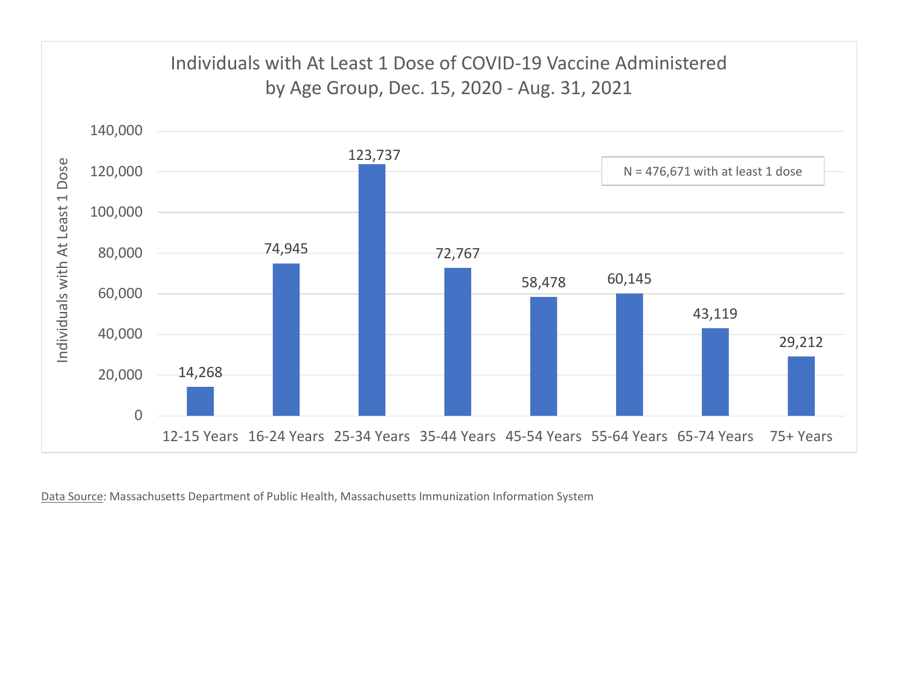## Individuals with At Least 1 Dose of COVID-19 Vaccine Administered by Age Group, Dec. 15, 2020 - Aug. 31, 2021

N = 476,671 with at least 1 dose

| Age Group | Individuals with At Least 1 Dose |
|---|---|
| 12-15 Years | 14,268 |
| 16-24 Years | 74,945 |
| 25-34 Years | 123,737 |
| 35-44 Years | 72,767 |
| 45-54 Years | 58,478 |
| 55-64 Years | 60,145 |
| 65-74 Years | 43,119 |
| 75+ Years | 29,212 |

Data Source: Massachusetts Department of Public Health, Massachusetts Immunization Information System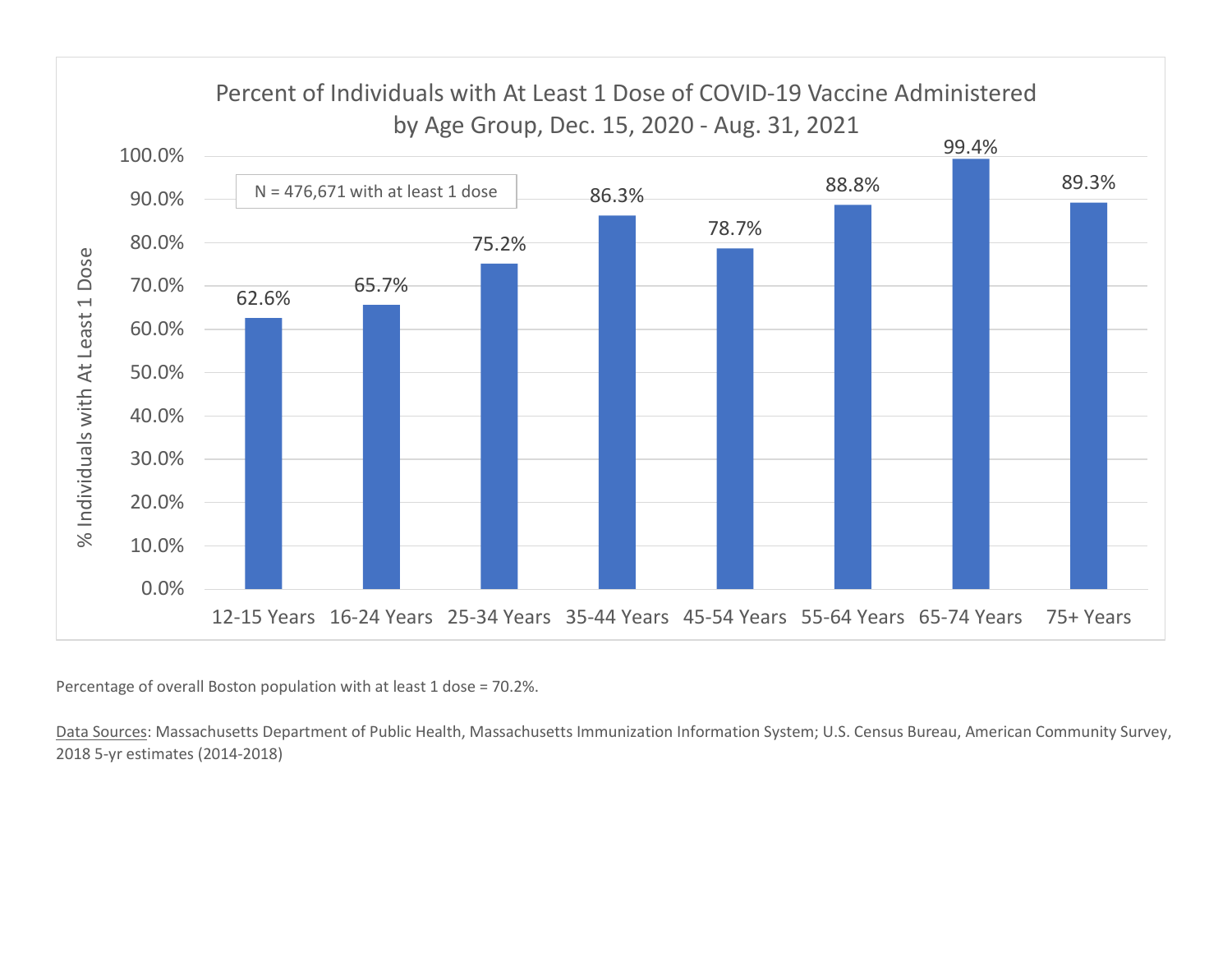**Percent of Individuals with At Least 1 Dose of COVID-19 Vaccine Administered by Age Group, Dec. 15, 2020 - Aug. 31, 2021**

N = 476,671 with at least 1 dose

| Age Group | % Individuals with At Least 1 Dose |
|---|---|
| 12-15 Years | 62.6% |
| 16-24 Years | 65.7% |
| 25-34 Years | 75.2% |
| 35-44 Years | 86.3% |
| 45-54 Years | 78.7% |
| 55-64 Years | 88.8% |
| 65-74 Years | 99.4% |
| 75+ Years | 89.3% |

Percentage of overall Boston population with at least 1 dose = 70.2%.

Data Sources: Massachusetts Department of Public Health, Massachusetts Immunization Information System; U.S. Census Bureau, American Community Survey, 2018 5-yr estimates (2014-2018)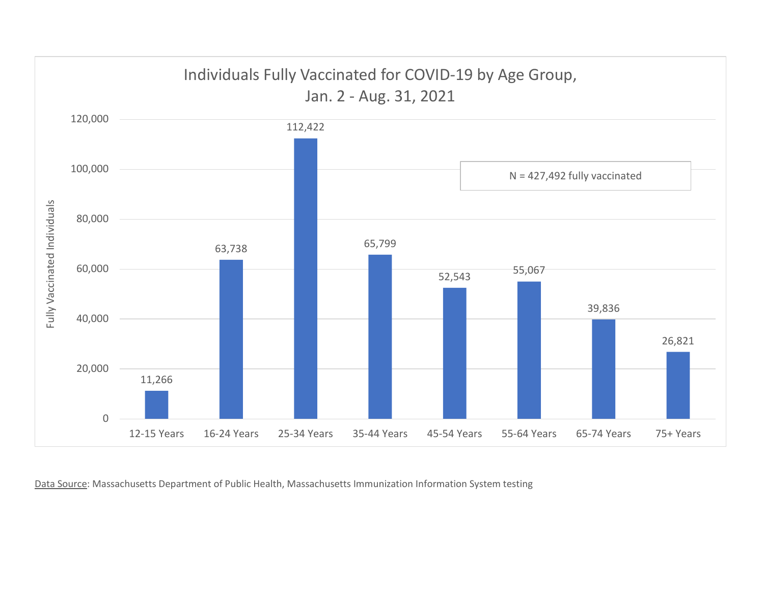## Individuals Fully Vaccinated for COVID-19 by Age Group, Jan. 2 - Aug. 31, 2021

N = 427,492 fully vaccinated

| Age Group | Fully Vaccinated Individuals |
|---|---|
| 12-15 Years | 11,266 |
| 16-24 Years | 63,738 |
| 25-34 Years | 112,422 |
| 35-44 Years | 65,799 |
| 45-54 Years | 52,543 |
| 55-64 Years | 55,067 |
| 65-74 Years | 39,836 |
| 75+ Years | 26,821 |

Data Source: Massachusetts Department of Public Health, Massachusetts Immunization Information System testing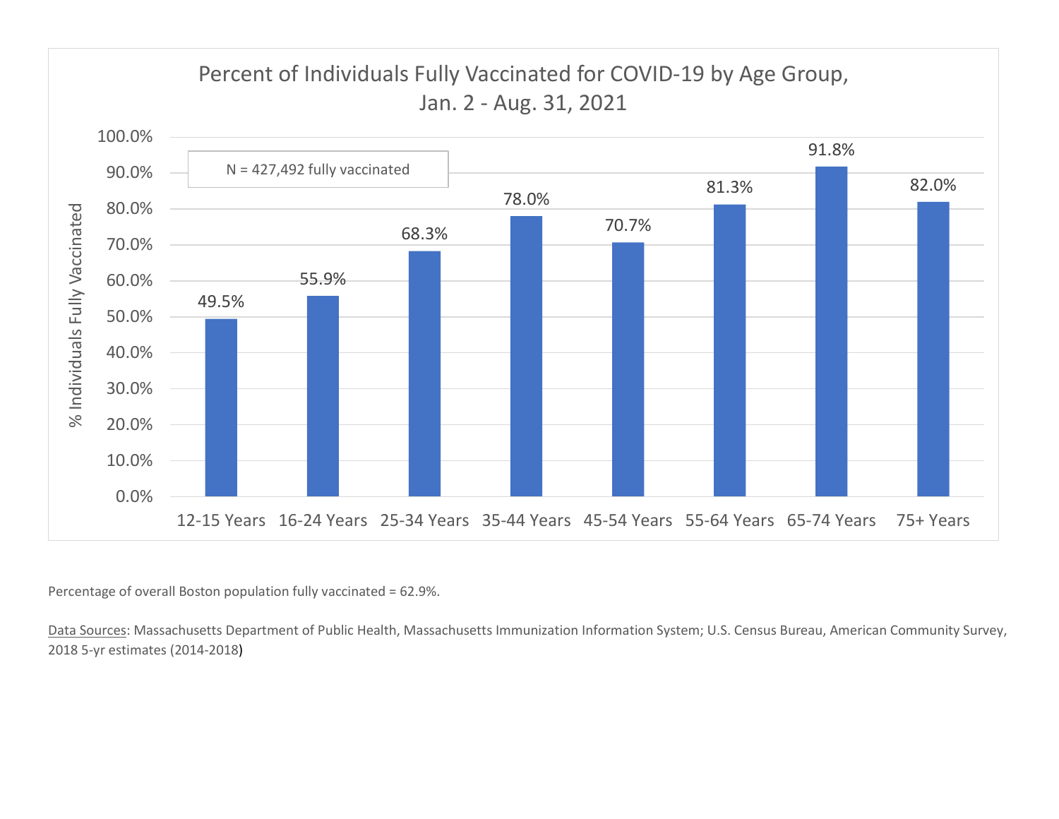**Percent of Individuals Fully Vaccinated for COVID-19 by Age Group, Jan. 2 - Aug. 31, 2021**

N = 427,492 fully vaccinated

| Age Group | % Individuals Fully Vaccinated |
|---|---|
| 12-15 Years | 49.5% |
| 16-24 Years | 55.9% |
| 25-34 Years | 68.3% |
| 35-44 Years | 78.0% |
| 45-54 Years | 70.7% |
| 55-64 Years | 81.3% |
| 65-74 Years | 91.8% |
| 75+ Years | 82.0% |

Percentage of overall Boston population fully vaccinated = 62.9%.

Data Sources: Massachusetts Department of Public Health, Massachusetts Immunization Information System; U.S. Census Bureau, American Community Survey, 2018 5-yr estimates (2014-2018)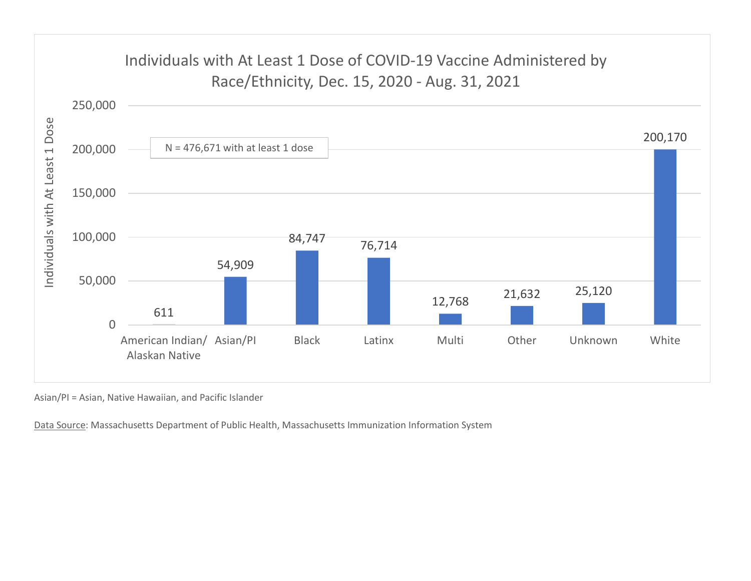## Individuals with At Least 1 Dose of COVID-19 Vaccine Administered by Race/Ethnicity, Dec. 15, 2020 - Aug. 31, 2021

N = 476,671 with at least 1 dose

| Race/Ethnicity | Individuals with At Least 1 Dose |
|---|---|
| American Indian/ Alaskan Native | 611 |
| Asian/PI | 54,909 |
| Black | 84,747 |
| Latinx | 76,714 |
| Multi | 12,768 |
| Other | 21,632 |
| Unknown | 25,120 |
| White | 200,170 |

Asian/PI = Asian, Native Hawaiian, and Pacific Islander

Data Source: Massachusetts Department of Public Health, Massachusetts Immunization Information System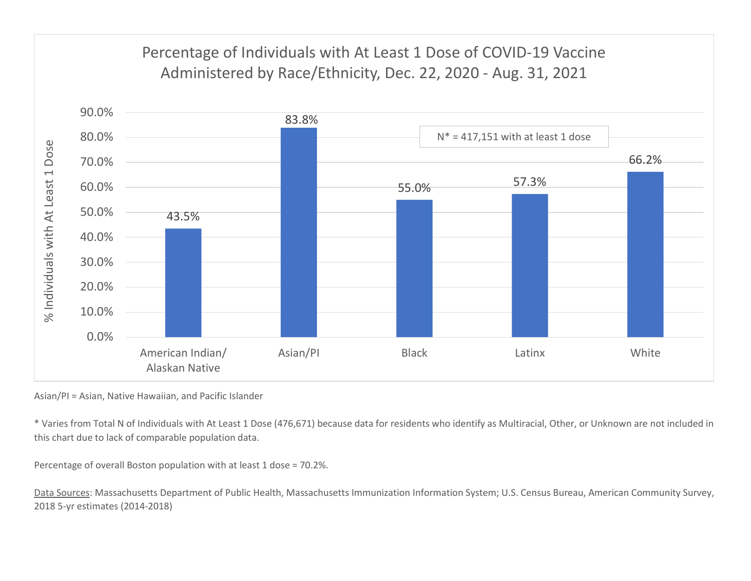## Percentage of Individuals with At Least 1 Dose of COVID-19 Vaccine Administered by Race/Ethnicity, Dec. 22, 2020 - Aug. 31, 2021

N* = 417,151 with at least 1 dose

| Race/Ethnicity | % Individuals with At Least 1 Dose |
|---|---|
| American Indian/ Alaskan Native | 43.5% |
| Asian/PI | 83.8% |
| Black | 55.0% |
| Latinx | 57.3% |
| White | 66.2% |

Asian/PI = Asian, Native Hawaiian, and Pacific Islander

* Varies from Total N of Individuals with At Least 1 Dose (476,671) because data for residents who identify as Multiracial, Other, or Unknown are not included in this chart due to lack of comparable population data.

Percentage of overall Boston population with at least 1 dose = 70.2%.

Data Sources: Massachusetts Department of Public Health, Massachusetts Immunization Information System; U.S. Census Bureau, American Community Survey, 2018 5-yr estimates (2014-2018)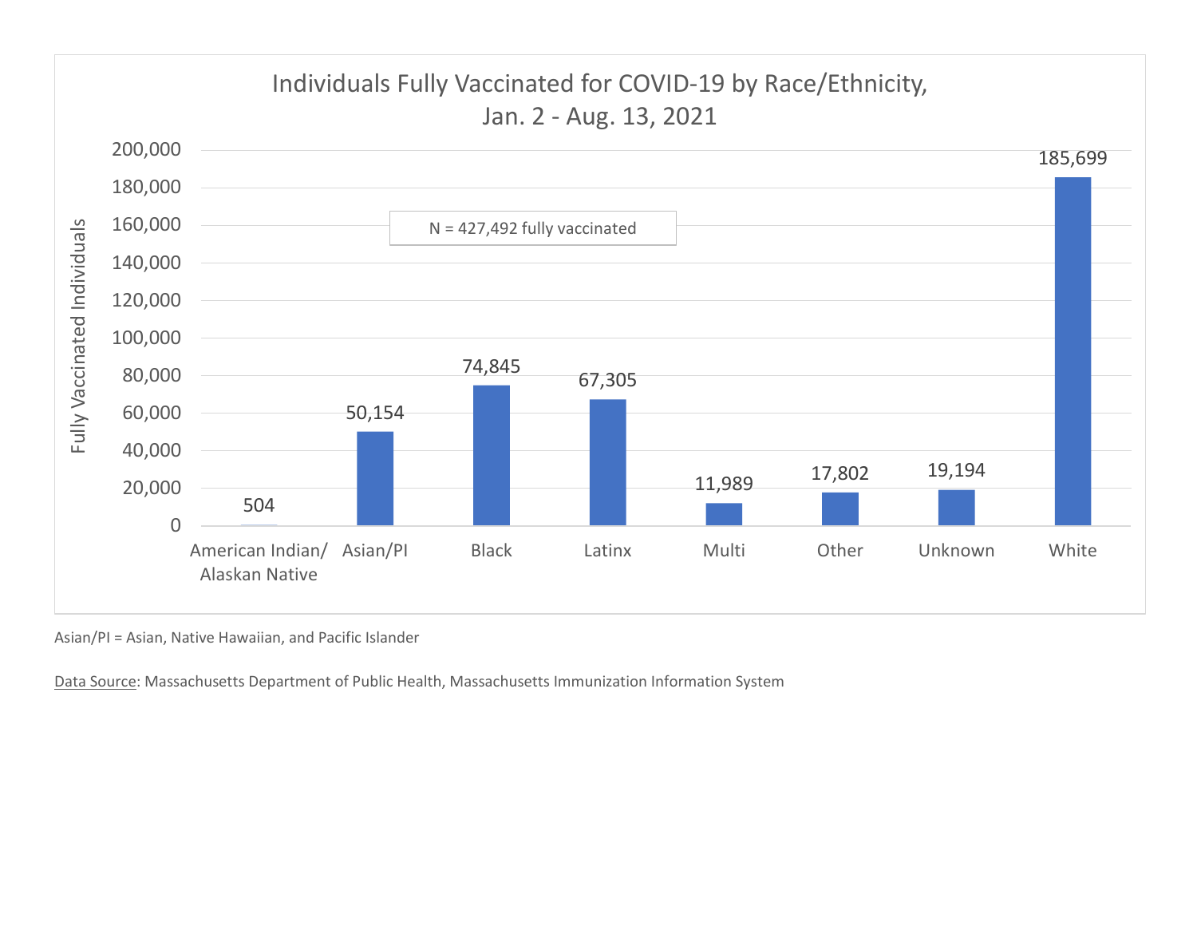## Individuals Fully Vaccinated for COVID-19 by Race/Ethnicity, Jan. 2 - Aug. 13, 2021

N = 427,492 fully vaccinated

| Race/Ethnicity | Fully Vaccinated Individuals |
|---|---|
| American Indian/ Alaskan Native | 504 |
| Asian/PI | 50,154 |
| Black | 74,845 |
| Latinx | 67,305 |
| Multi | 11,989 |
| Other | 17,802 |
| Unknown | 19,194 |
| White | 185,699 |

Asian/PI = Asian, Native Hawaiian, and Pacific Islander

Data Source: Massachusetts Department of Public Health, Massachusetts Immunization Information System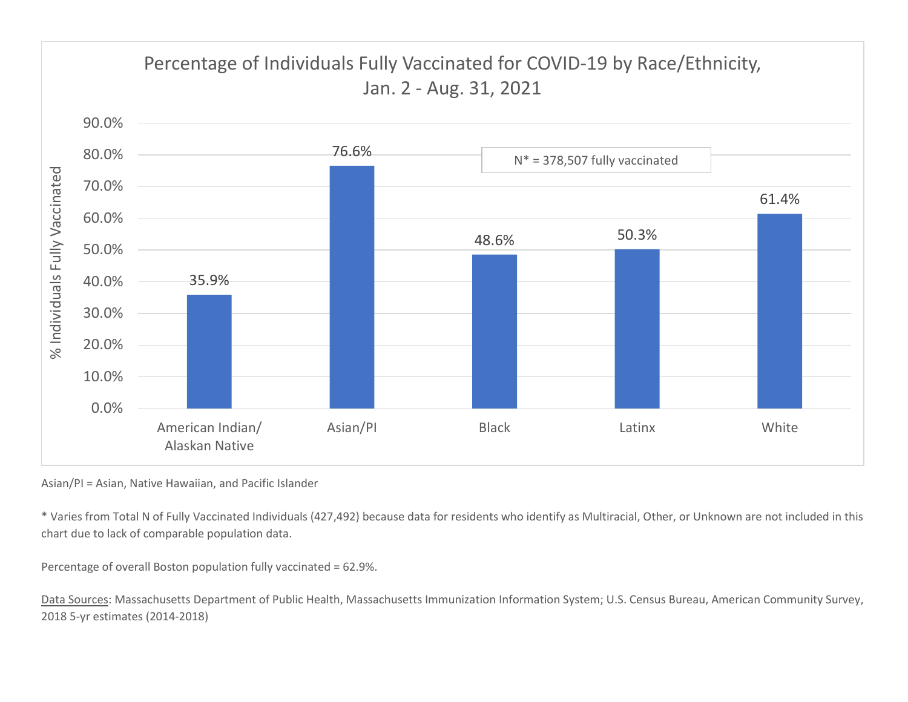## Percentage of Individuals Fully Vaccinated for COVID-19 by Race/Ethnicity, Jan. 2 - Aug. 31, 2021

N* = 378,507 fully vaccinated

| Race/Ethnicity | % Individuals Fully Vaccinated |
| --- | --- |
| American Indian/ Alaskan Native | 35.9% |
| Asian/PI | 76.6% |
| Black | 48.6% |
| Latinx | 50.3% |
| White | 61.4% |

Asian/PI = Asian, Native Hawaiian, and Pacific Islander

* Varies from Total N of Fully Vaccinated Individuals (427,492) because data for residents who identify as Multiracial, Other, or Unknown are not included in this chart due to lack of comparable population data.

Percentage of overall Boston population fully vaccinated = 62.9%.

Data Sources: Massachusetts Department of Public Health, Massachusetts Immunization Information System; U.S. Census Bureau, American Community Survey, 2018 5-yr estimates (2014-2018)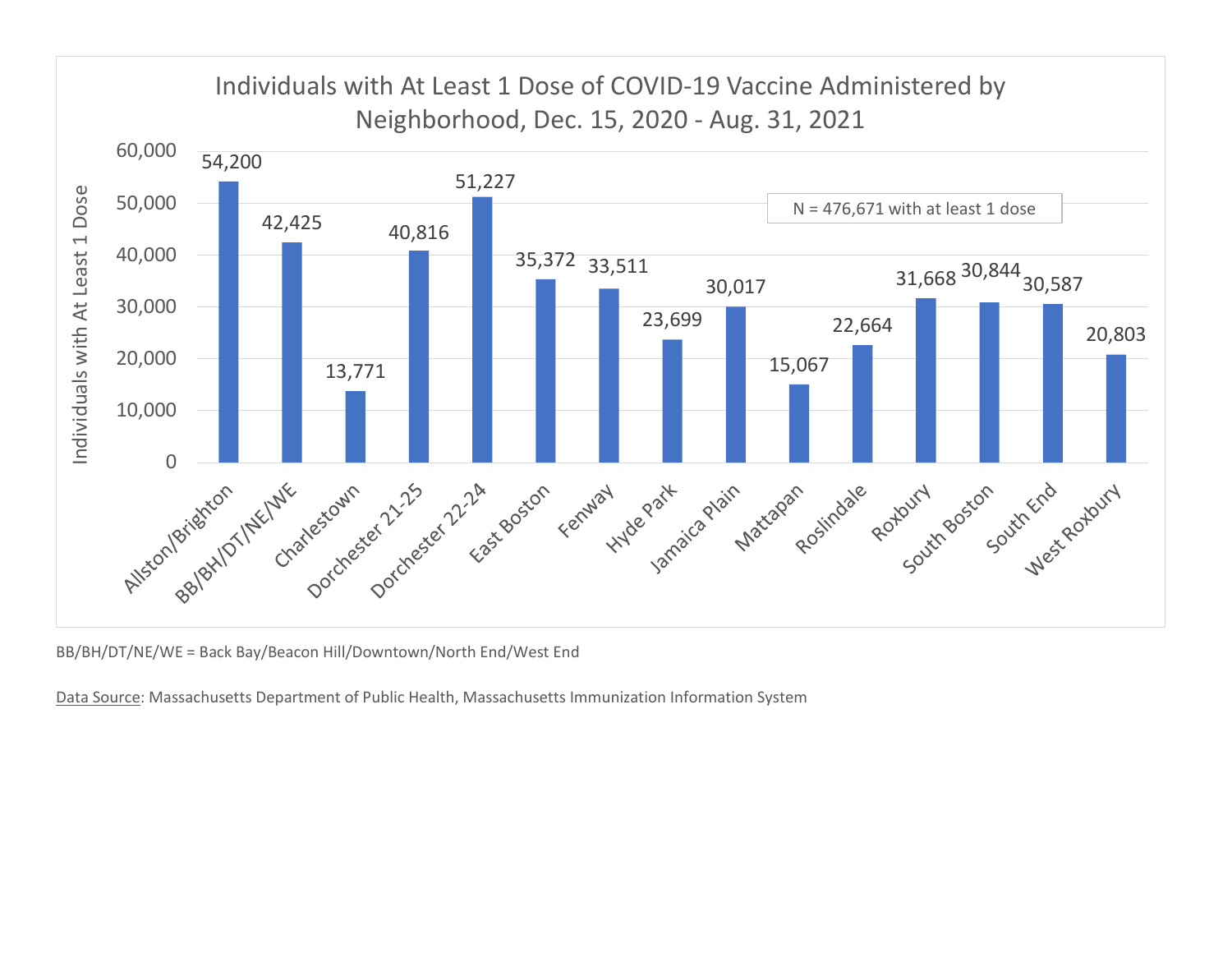## Individuals with At Least 1 Dose of COVID-19 Vaccine Administered by Neighborhood, Dec. 15, 2020 - Aug. 31, 2021

N = 476,671 with at least 1 dose

| Neighborhood | Individuals with At Least 1 Dose |
| --- | --- |
| Allston/Brighton | 54,200 |
| BB/BH/DT/NE/WE | 42,425 |
| Charlestown | 13,771 |
| Dorchester 21-25 | 40,816 |
| Dorchester 22-24 | 51,227 |
| East Boston | 35,372 |
| Fenway | 33,511 |
| Hyde Park | 23,699 |
| Jamaica Plain | 30,017 |
| Mattapan | 15,067 |
| Roslindale | 22,664 |
| Roxbury | 31,668 |
| South Boston | 30,844 |
| South End | 30,587 |
| West Roxbury | 20,803 |

BB/BH/DT/NE/WE = Back Bay/Beacon Hill/Downtown/North End/West End

Data Source: Massachusetts Department of Public Health, Massachusetts Immunization Information System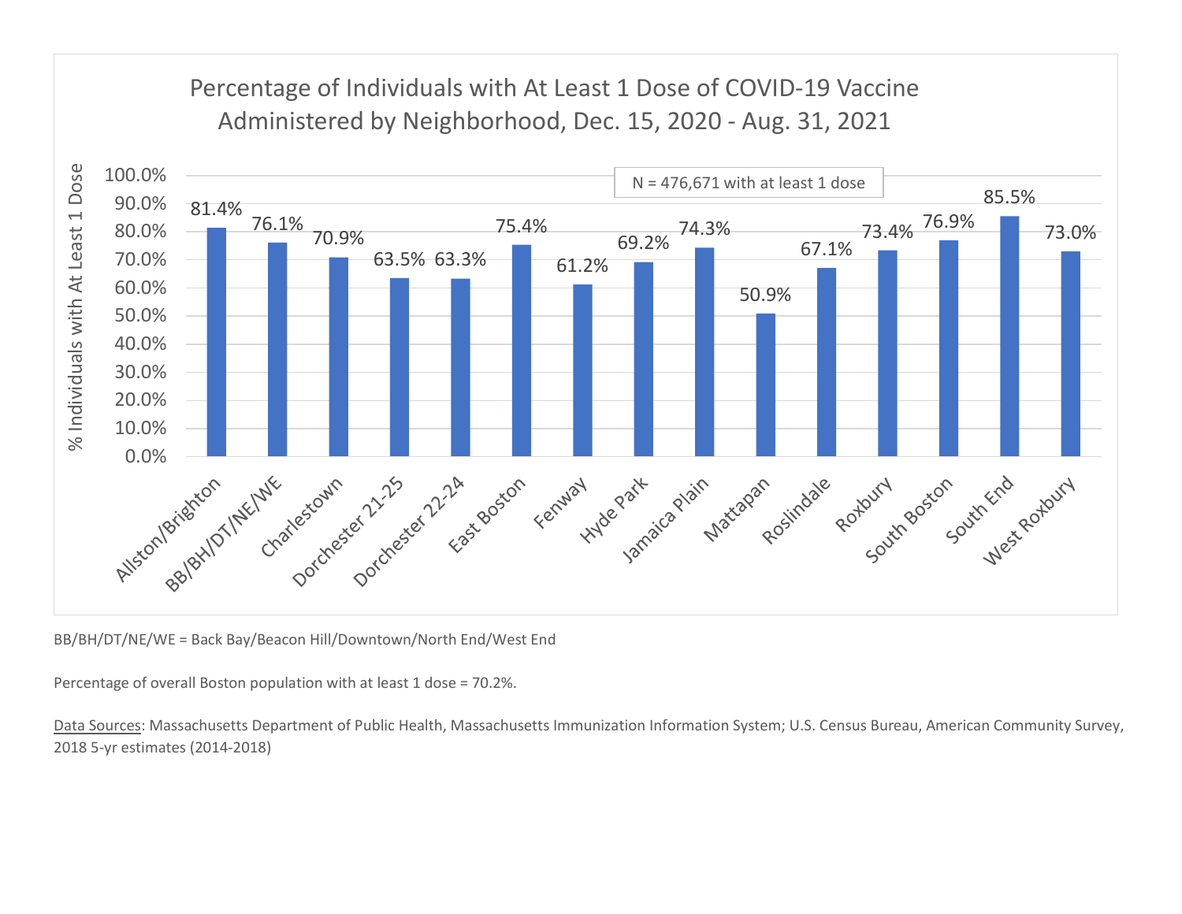## Percentage of Individuals with At Least 1 Dose of COVID-19 Vaccine Administered by Neighborhood, Dec. 15, 2020 - Aug. 31, 2021

N = 476,671 with at least 1 dose

| Neighborhood | % Individuals with At Least 1 Dose |
|---|---|
| Allston/Brighton | 81.4% |
| BB/BH/DT/NE/WE | 76.1% |
| Charlestown | 70.9% |
| Dorchester 21-25 | 63.5% |
| Dorchester 22-24 | 63.3% |
| East Boston | 75.4% |
| Fenway | 61.2% |
| Hyde Park | 69.2% |
| Jamaica Plain | 74.3% |
| Mattapan | 50.9% |
| Roslindale | 67.1% |
| Roxbury | 73.4% |
| South Boston | 76.9% |
| South End | 85.5% |
| West Roxbury | 73.0% |

BB/BH/DT/NE/WE = Back Bay/Beacon Hill/Downtown/North End/West End

Percentage of overall Boston population with at least 1 dose = 70.2%.

Data Sources: Massachusetts Department of Public Health, Massachusetts Immunization Information System; U.S. Census Bureau, American Community Survey, 2018 5-yr estimates (2014-2018)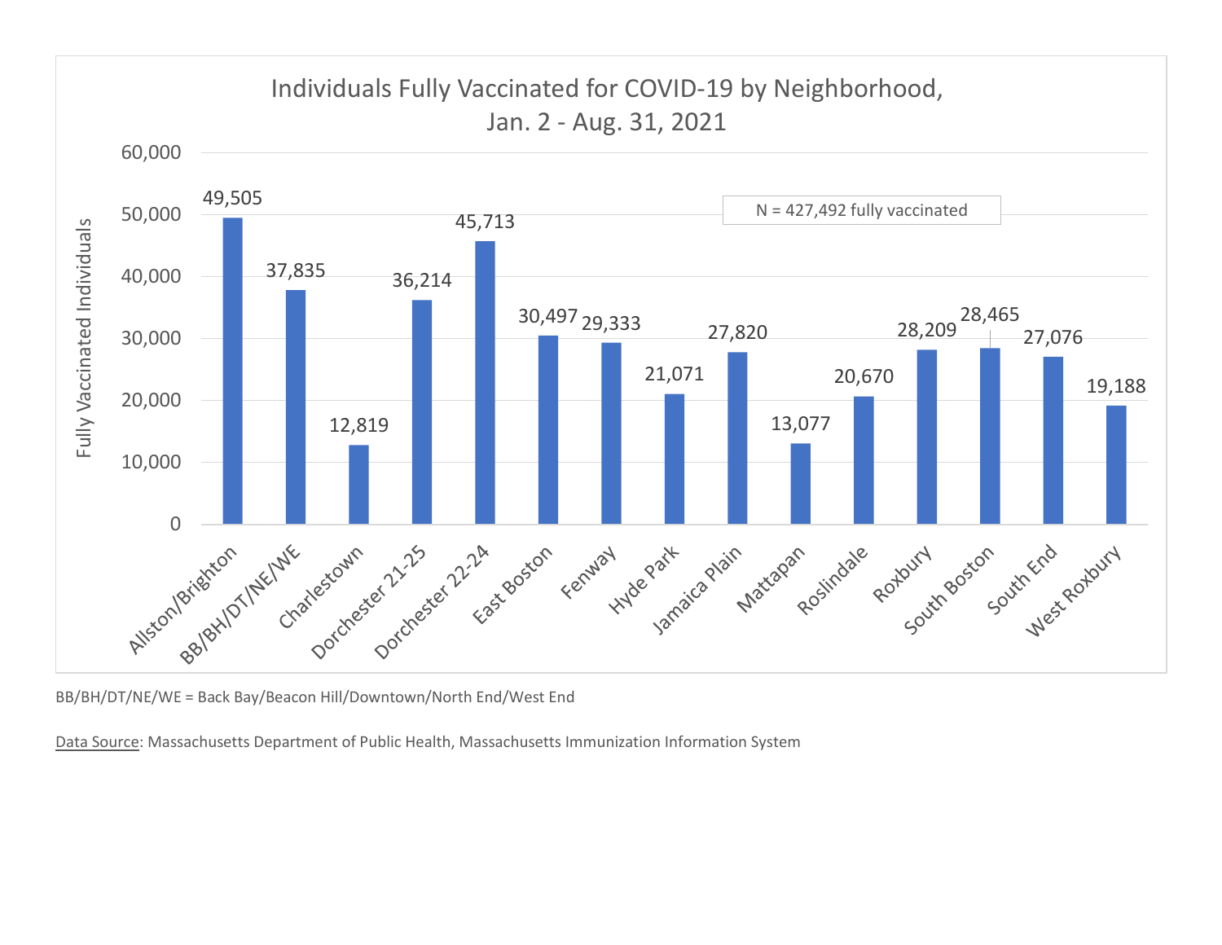## Individuals Fully Vaccinated for COVID-19 by Neighborhood, Jan. 2 - Aug. 31, 2021

N = 427,492 fully vaccinated

| Neighborhood | Fully Vaccinated Individuals |
|---|---|
| Allston/Brighton | 49,505 |
| BB/BH/DT/NE/WE | 37,835 |
| Charlestown | 12,819 |
| Dorchester 21-25 | 36,214 |
| Dorchester 22-24 | 45,713 |
| East Boston | 30,497 |
| Fenway | 29,333 |
| Hyde Park | 21,071 |
| Jamaica Plain | 27,820 |
| Mattapan | 13,077 |
| Roslindale | 20,670 |
| Roxbury | 28,209 |
| South Boston | 28,465 |
| South End | 27,076 |
| West Roxbury | 19,188 |

BB/BH/DT/NE/WE = Back Bay/Beacon Hill/Downtown/North End/West End

Data Source: Massachusetts Department of Public Health, Massachusetts Immunization Information System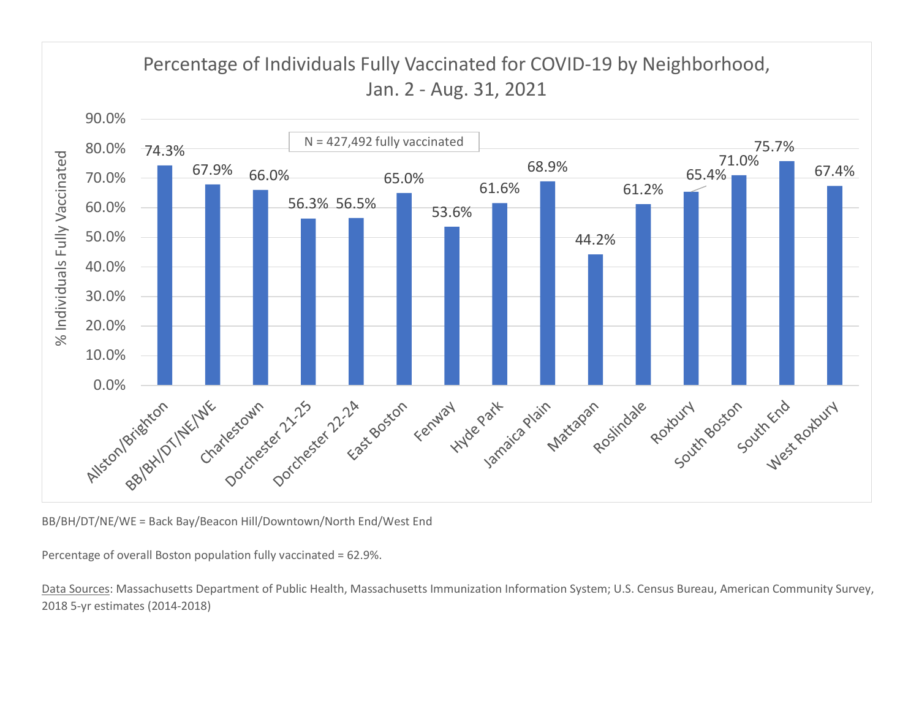## Percentage of Individuals Fully Vaccinated for COVID-19 by Neighborhood, Jan. 2 - Aug. 31, 2021

N = 427,492 fully vaccinated

| Neighborhood | % Individuals Fully Vaccinated |
| --- | --- |
| Allston/Brighton | 74.3% |
| BB/BH/DT/NE/WE | 67.9% |
| Charlestown | 66.0% |
| Dorchester 21-25 | 56.3% |
| Dorchester 22-24 | 56.5% |
| East Boston | 65.0% |
| Fenway | 53.6% |
| Hyde Park | 61.6% |
| Jamaica Plain | 68.9% |
| Mattapan | 44.2% |
| Roslindale | 61.2% |
| Roxbury | 65.4% |
| South Boston | 71.0% |
| South End | 75.7% |
| West Roxbury | 67.4% |

BB/BH/DT/NE/WE = Back Bay/Beacon Hill/Downtown/North End/West End

Percentage of overall Boston population fully vaccinated = 62.9%.

Data Sources: Massachusetts Department of Public Health, Massachusetts Immunization Information System; U.S. Census Bureau, American Community Survey, 2018 5-yr estimates (2014-2018)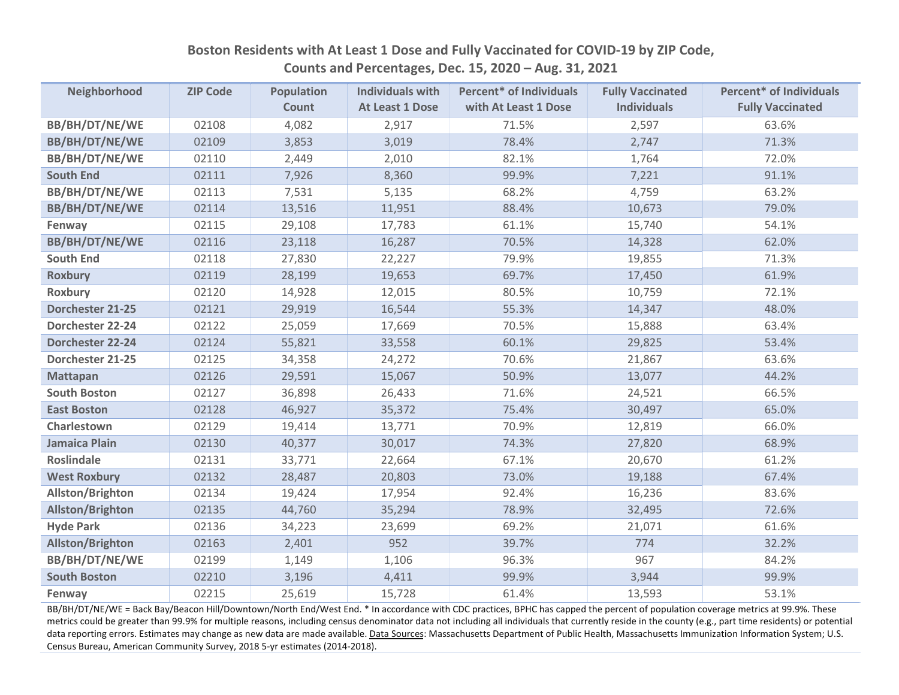## Boston Residents with At Least 1 Dose and Fully Vaccinated for COVID-19 by ZIP Code, Counts and Percentages, Dec. 15, 2020 – Aug. 31, 2021

| Neighborhood | ZIP Code | Population Count | Individuals with At Least 1 Dose | Percent* of Individuals with At Least 1 Dose | Fully Vaccinated Individuals | Percent* of Individuals Fully Vaccinated |
|---|---|---|---|---|---|---|
| **BB/BH/DT/NE/WE** | 02108 | 4,082 | 2,917 | 71.5% | 2,597 | 63.6% |
| **BB/BH/DT/NE/WE** | 02109 | 3,853 | 3,019 | 78.4% | 2,747 | 71.3% |
| **BB/BH/DT/NE/WE** | 02110 | 2,449 | 2,010 | 82.1% | 1,764 | 72.0% |
| **South End** | 02111 | 7,926 | 8,360 | 99.9% | 7,221 | 91.1% |
| **BB/BH/DT/NE/WE** | 02113 | 7,531 | 5,135 | 68.2% | 4,759 | 63.2% |
| **BB/BH/DT/NE/WE** | 02114 | 13,516 | 11,951 | 88.4% | 10,673 | 79.0% |
| **Fenway** | 02115 | 29,108 | 17,783 | 61.1% | 15,740 | 54.1% |
| **BB/BH/DT/NE/WE** | 02116 | 23,118 | 16,287 | 70.5% | 14,328 | 62.0% |
| **South End** | 02118 | 27,830 | 22,227 | 79.9% | 19,855 | 71.3% |
| **Roxbury** | 02119 | 28,199 | 19,653 | 69.7% | 17,450 | 61.9% |
| **Roxbury** | 02120 | 14,928 | 12,015 | 80.5% | 10,759 | 72.1% |
| **Dorchester 21-25** | 02121 | 29,919 | 16,544 | 55.3% | 14,347 | 48.0% |
| **Dorchester 22-24** | 02122 | 25,059 | 17,669 | 70.5% | 15,888 | 63.4% |
| **Dorchester 22-24** | 02124 | 55,821 | 33,558 | 60.1% | 29,825 | 53.4% |
| **Dorchester 21-25** | 02125 | 34,358 | 24,272 | 70.6% | 21,867 | 63.6% |
| **Mattapan** | 02126 | 29,591 | 15,067 | 50.9% | 13,077 | 44.2% |
| **South Boston** | 02127 | 36,898 | 26,433 | 71.6% | 24,521 | 66.5% |
| **East Boston** | 02128 | 46,927 | 35,372 | 75.4% | 30,497 | 65.0% |
| **Charlestown** | 02129 | 19,414 | 13,771 | 70.9% | 12,819 | 66.0% |
| **Jamaica Plain** | 02130 | 40,377 | 30,017 | 74.3% | 27,820 | 68.9% |
| **Roslindale** | 02131 | 33,771 | 22,664 | 67.1% | 20,670 | 61.2% |
| **West Roxbury** | 02132 | 28,487 | 20,803 | 73.0% | 19,188 | 67.4% |
| **Allston/Brighton** | 02134 | 19,424 | 17,954 | 92.4% | 16,236 | 83.6% |
| **Allston/Brighton** | 02135 | 44,760 | 35,294 | 78.9% | 32,495 | 72.6% |
| **Hyde Park** | 02136 | 34,223 | 23,699 | 69.2% | 21,071 | 61.6% |
| **Allston/Brighton** | 02163 | 2,401 | 952 | 39.7% | 774 | 32.2% |
| **BB/BH/DT/NE/WE** | 02199 | 1,149 | 1,106 | 96.3% | 967 | 84.2% |
| **South Boston** | 02210 | 3,196 | 4,411 | 99.9% | 3,944 | 99.9% |
| **Fenway** | 02215 | 25,619 | 15,728 | 61.4% | 13,593 | 53.1% |

BB/BH/DT/NE/WE = Back Bay/Beacon Hill/Downtown/North End/West End. * In accordance with CDC practices, BPHC has capped the percent of population coverage metrics at 99.9%. These metrics could be greater than 99.9% for multiple reasons, including census denominator data not including all individuals that currently reside in the county (e.g., part time residents) or potential data reporting errors. Estimates may change as new data are made available. Data Sources: Massachusetts Department of Public Health, Massachusetts Immunization Information System; U.S. Census Bureau, American Community Survey, 2018 5-yr estimates (2014-2018).